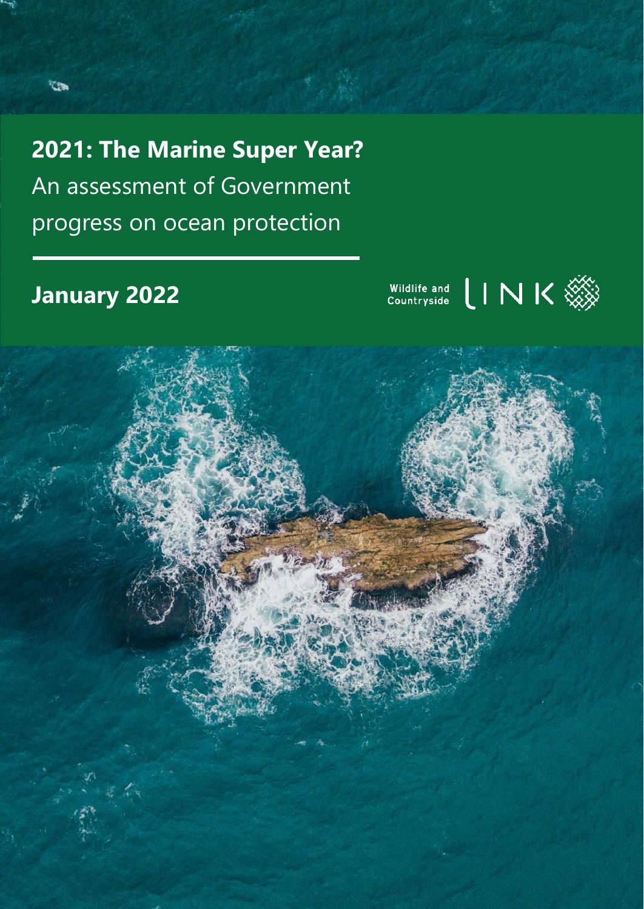# 2021: The Marine Super Year?

An assessment of Government progress on ocean protection

**January 2022**

Wildlife and Countryside LINK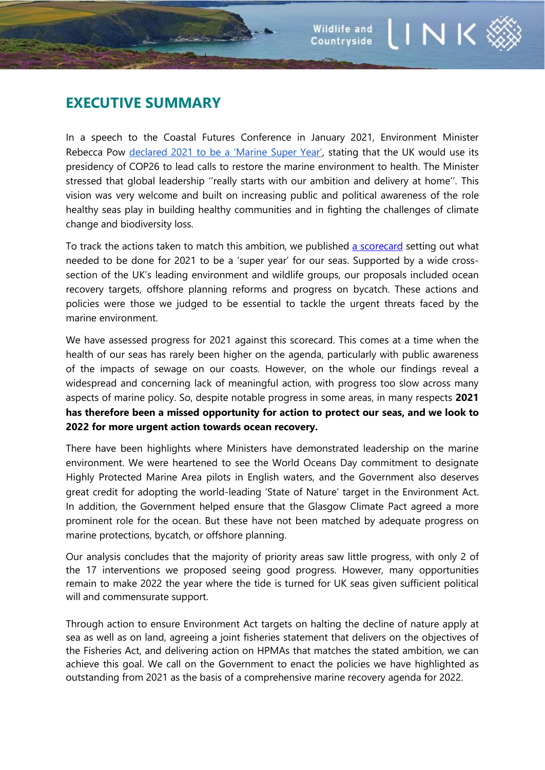# EXECUTIVE SUMMARY

In a speech to the Coastal Futures Conference in January 2021, Environment Minister Rebecca Pow [declared 2021 to be a 'Marine Super Year'](), stating that the UK would use its presidency of COP26 to lead calls to restore the marine environment to health. The Minister stressed that global leadership ''really starts with our ambition and delivery at home''. This vision was very welcome and built on increasing public and political awareness of the role healthy seas play in building healthy communities and in fighting the challenges of climate change and biodiversity loss.

To track the actions taken to match this ambition, we published [a scorecard]() setting out what needed to be done for 2021 to be a 'super year' for our seas. Supported by a wide cross-section of the UK's leading environment and wildlife groups, our proposals included ocean recovery targets, offshore planning reforms and progress on bycatch. These actions and policies were those we judged to be essential to tackle the urgent threats faced by the marine environment.

We have assessed progress for 2021 against this scorecard. This comes at a time when the health of our seas has rarely been higher on the agenda, particularly with public awareness of the impacts of sewage on our coasts. However, on the whole our findings reveal a widespread and concerning lack of meaningful action, with progress too slow across many aspects of marine policy. So, despite notable progress in some areas, in many respects **2021 has therefore been a missed opportunity for action to protect our seas, and we look to 2022 for more urgent action towards ocean recovery.**

There have been highlights where Ministers have demonstrated leadership on the marine environment. We were heartened to see the World Oceans Day commitment to designate Highly Protected Marine Area pilots in English waters, and the Government also deserves great credit for adopting the world-leading 'State of Nature' target in the Environment Act. In addition, the Government helped ensure that the Glasgow Climate Pact agreed a more prominent role for the ocean. But these have not been matched by adequate progress on marine protections, bycatch, or offshore planning.

Our analysis concludes that the majority of priority areas saw little progress, with only 2 of the 17 interventions we proposed seeing good progress. However, many opportunities remain to make 2022 the year where the tide is turned for UK seas given sufficient political will and commensurate support.

Through action to ensure Environment Act targets on halting the decline of nature apply at sea as well as on land, agreeing a joint fisheries statement that delivers on the objectives of the Fisheries Act, and delivering action on HPMAs that matches the stated ambition, we can achieve this goal. We call on the Government to enact the policies we have highlighted as outstanding from 2021 as the basis of a comprehensive marine recovery agenda for 2022.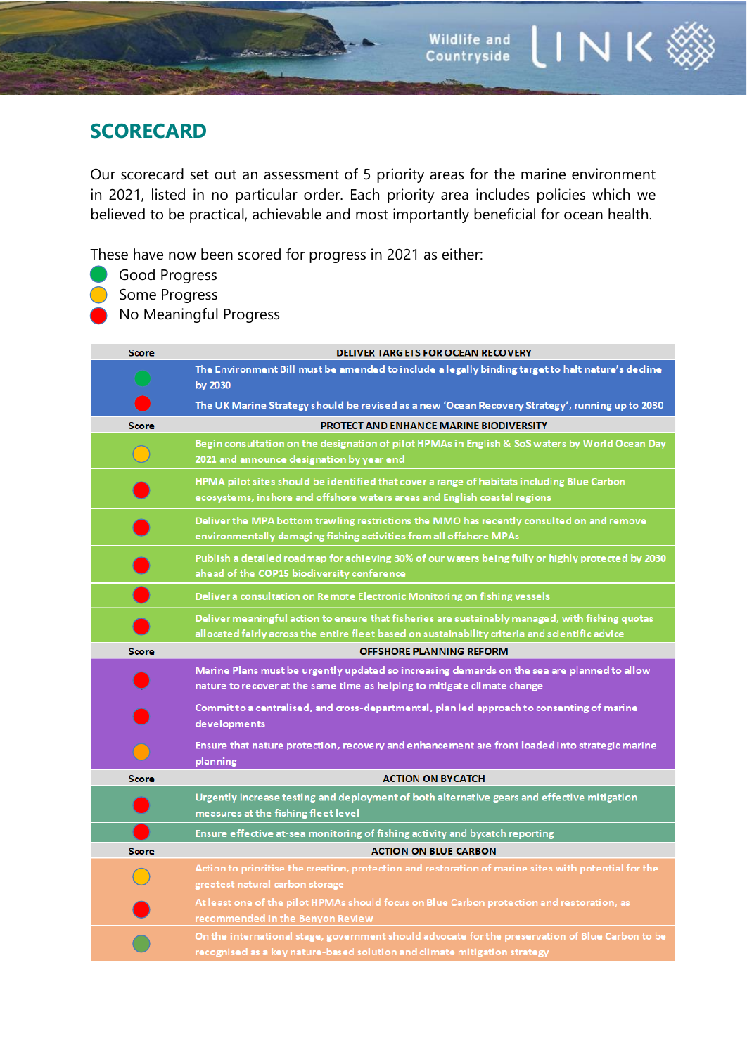## SCORECARD

Our scorecard set out an assessment of 5 priority areas for the marine environment in 2021, listed in no particular order. Each priority area includes policies which we believed to be practical, achievable and most importantly beneficial for ocean health.

These have now been scored for progress in 2021 as either:

- 🟢 Good Progress
- 🟡 Some Progress
- 🔴 No Meaningful Progress

| Score | DELIVER TARGETS FOR OCEAN RECOVERY |
|---|---|
| 🟢 | The Environment Bill must be amended to include a legally binding target to halt nature's decline by 2030 |
| 🔴 | The UK Marine Strategy should be revised as a new 'Ocean Recovery Strategy', running up to 2030 |
| **Score** | **PROTECT AND ENHANCE MARINE BIODIVERSITY** |
| 🟡 | Begin consultation on the designation of pilot HPMAs in English & SoS waters by World Ocean Day 2021 and announce designation by year end |
| 🔴 | HPMA pilot sites should be identified that cover a range of habitats including Blue Carbon ecosystems, inshore and offshore waters areas and English coastal regions |
| 🔴 | Deliver the MPA bottom trawling restrictions the MMO has recently consulted on and remove environmentally damaging fishing activities from all offshore MPAs |
| 🔴 | Publish a detailed roadmap for achieving 30% of our waters being fully or highly protected by 2030 ahead of the COP15 biodiversity conference |
| 🔴 | Deliver a consultation on Remote Electronic Monitoring on fishing vessels |
| 🔴 | Deliver meaningful action to ensure that fisheries are sustainably managed, with fishing quotas allocated fairly across the entire fleet based on sustainability criteria and scientific advice |
| **Score** | **OFFSHORE PLANNING REFORM** |
| 🔴 | Marine Plans must be urgently updated so increasing demands on the sea are planned to allow nature to recover at the same time as helping to mitigate climate change |
| 🔴 | Commit to a centralised, and cross-departmental, plan led approach to consenting of marine developments |
| 🟡 | Ensure that nature protection, recovery and enhancement are front loaded into strategic marine planning |
| **Score** | **ACTION ON BYCATCH** |
| 🔴 | Urgently increase testing and deployment of both alternative gears and effective mitigation measures at the fishing fleet level |
| 🔴 | Ensure effective at-sea monitoring of fishing activity and bycatch reporting |
| **Score** | **ACTION ON BLUE CARBON** |
| 🟡 | Action to prioritise the creation, protection and restoration of marine sites with potential for the greatest natural carbon storage |
| 🔴 | At least one of the pilot HPMAs should focus on Blue Carbon protection and restoration, as recommended in the Benyon Review |
| 🟢 | On the international stage, government should advocate for the preservation of Blue Carbon to be recognised as a key nature-based solution and climate mitigation strategy |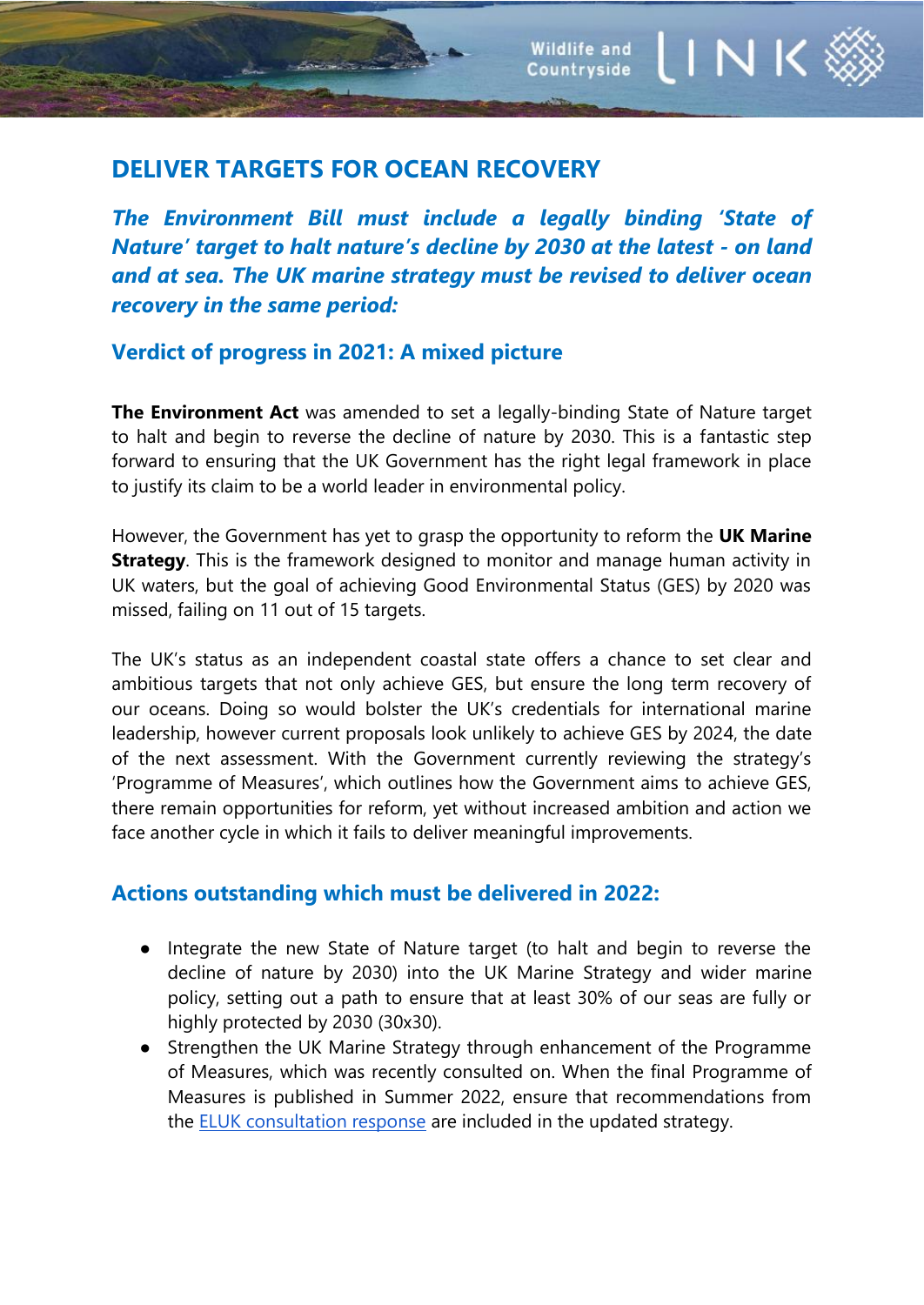## DELIVER TARGETS FOR OCEAN RECOVERY

***The Environment Bill must include a legally binding 'State of Nature' target to halt nature's decline by 2030 at the latest - on land and at sea. The UK marine strategy must be revised to deliver ocean recovery in the same period:***

### Verdict of progress in 2021: A mixed picture

**The Environment Act** was amended to set a legally-binding State of Nature target to halt and begin to reverse the decline of nature by 2030. This is a fantastic step forward to ensuring that the UK Government has the right legal framework in place to justify its claim to be a world leader in environmental policy.

However, the Government has yet to grasp the opportunity to reform the **UK Marine Strategy**. This is the framework designed to monitor and manage human activity in UK waters, but the goal of achieving Good Environmental Status (GES) by 2020 was missed, failing on 11 out of 15 targets.

The UK's status as an independent coastal state offers a chance to set clear and ambitious targets that not only achieve GES, but ensure the long term recovery of our oceans. Doing so would bolster the UK's credentials for international marine leadership, however current proposals look unlikely to achieve GES by 2024, the date of the next assessment. With the Government currently reviewing the strategy's 'Programme of Measures', which outlines how the Government aims to achieve GES, there remain opportunities for reform, yet without increased ambition and action we face another cycle in which it fails to deliver meaningful improvements.

### Actions outstanding which must be delivered in 2022:

- Integrate the new State of Nature target (to halt and begin to reverse the decline of nature by 2030) into the UK Marine Strategy and wider marine policy, setting out a path to ensure that at least 30% of our seas are fully or highly protected by 2030 (30x30).
- Strengthen the UK Marine Strategy through enhancement of the Programme of Measures, which was recently consulted on. When the final Programme of Measures is published in Summer 2022, ensure that recommendations from the ELUK consultation response are included in the updated strategy.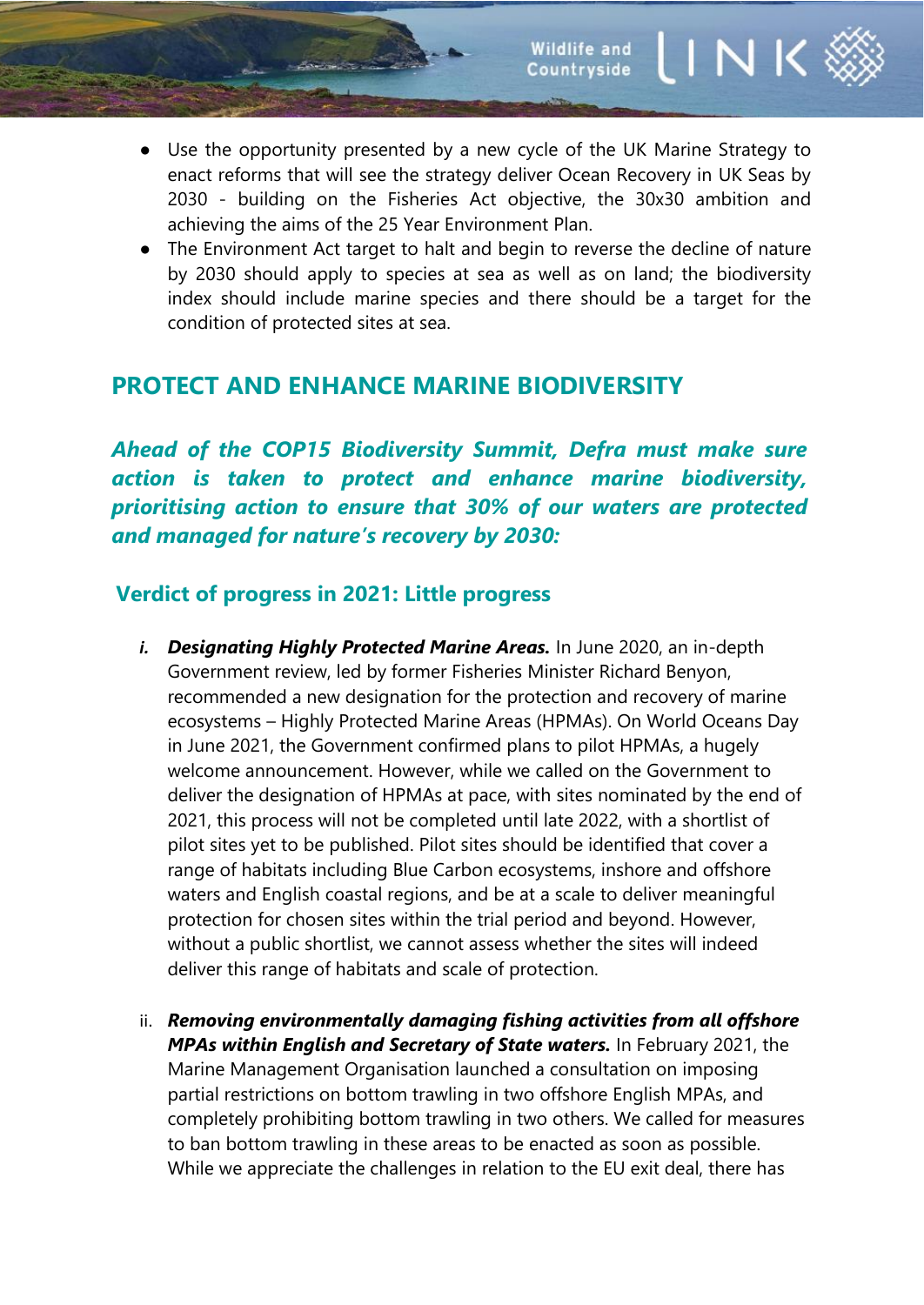- Use the opportunity presented by a new cycle of the UK Marine Strategy to enact reforms that will see the strategy deliver Ocean Recovery in UK Seas by 2030 - building on the Fisheries Act objective, the 30x30 ambition and achieving the aims of the 25 Year Environment Plan.
- The Environment Act target to halt and begin to reverse the decline of nature by 2030 should apply to species at sea as well as on land; the biodiversity index should include marine species and there should be a target for the condition of protected sites at sea.

## PROTECT AND ENHANCE MARINE BIODIVERSITY

***Ahead of the COP15 Biodiversity Summit, Defra must make sure action is taken to protect and enhance marine biodiversity, prioritising action to ensure that 30% of our waters are protected and managed for nature's recovery by 2030:***

### Verdict of progress in 2021: Little progress

i. ***Designating Highly Protected Marine Areas.*** In June 2020, an in-depth Government review, led by former Fisheries Minister Richard Benyon, recommended a new designation for the protection and recovery of marine ecosystems – Highly Protected Marine Areas (HPMAs). On World Oceans Day in June 2021, the Government confirmed plans to pilot HPMAs, a hugely welcome announcement. However, while we called on the Government to deliver the designation of HPMAs at pace, with sites nominated by the end of 2021, this process will not be completed until late 2022, with a shortlist of pilot sites yet to be published. Pilot sites should be identified that cover a range of habitats including Blue Carbon ecosystems, inshore and offshore waters and English coastal regions, and be at a scale to deliver meaningful protection for chosen sites within the trial period and beyond. However, without a public shortlist, we cannot assess whether the sites will indeed deliver this range of habitats and scale of protection.

ii. ***Removing environmentally damaging fishing activities from all offshore MPAs within English and Secretary of State waters.*** In February 2021, the Marine Management Organisation launched a consultation on imposing partial restrictions on bottom trawling in two offshore English MPAs, and completely prohibiting bottom trawling in two others. We called for measures to ban bottom trawling in these areas to be enacted as soon as possible. While we appreciate the challenges in relation to the EU exit deal, there has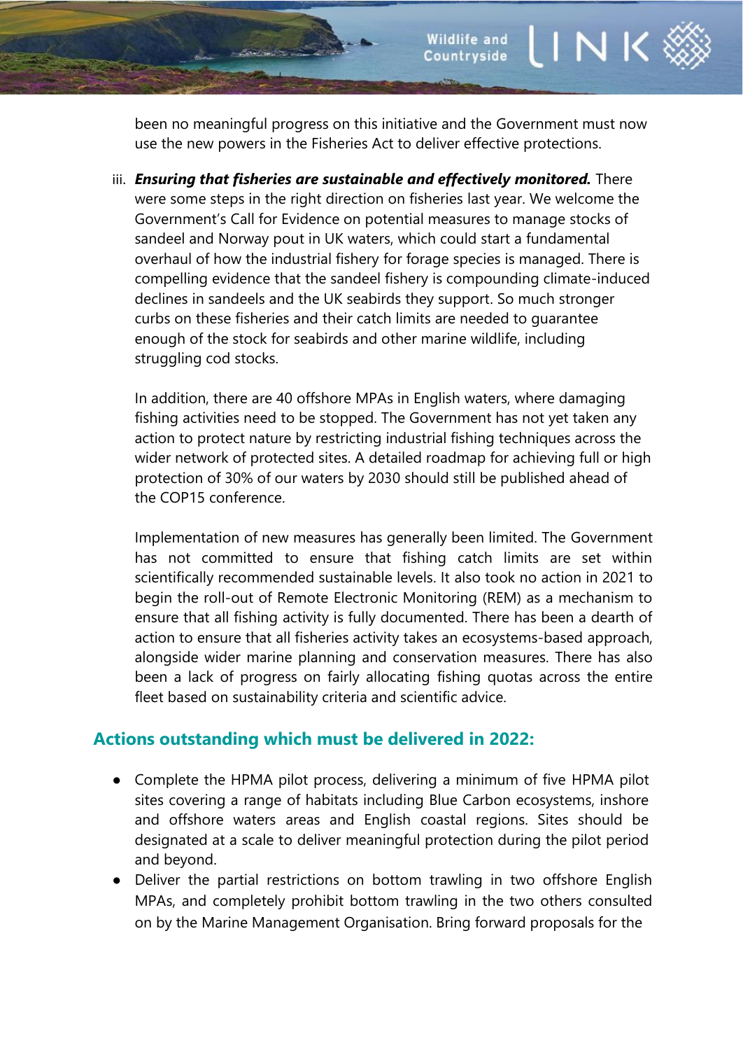been no meaningful progress on this initiative and the Government must now use the new powers in the Fisheries Act to deliver effective protections.

iii. ***Ensuring that fisheries are sustainable and effectively monitored.*** There were some steps in the right direction on fisheries last year. We welcome the Government's Call for Evidence on potential measures to manage stocks of sandeel and Norway pout in UK waters, which could start a fundamental overhaul of how the industrial fishery for forage species is managed. There is compelling evidence that the sandeel fishery is compounding climate-induced declines in sandeels and the UK seabirds they support. So much stronger curbs on these fisheries and their catch limits are needed to guarantee enough of the stock for seabirds and other marine wildlife, including struggling cod stocks.

In addition, there are 40 offshore MPAs in English waters, where damaging fishing activities need to be stopped. The Government has not yet taken any action to protect nature by restricting industrial fishing techniques across the wider network of protected sites. A detailed roadmap for achieving full or high protection of 30% of our waters by 2030 should still be published ahead of the COP15 conference.

Implementation of new measures has generally been limited. The Government has not committed to ensure that fishing catch limits are set within scientifically recommended sustainable levels. It also took no action in 2021 to begin the roll-out of Remote Electronic Monitoring (REM) as a mechanism to ensure that all fishing activity is fully documented. There has been a dearth of action to ensure that all fisheries activity takes an ecosystems-based approach, alongside wider marine planning and conservation measures. There has also been a lack of progress on fairly allocating fishing quotas across the entire fleet based on sustainability criteria and scientific advice.

## Actions outstanding which must be delivered in 2022:

- Complete the HPMA pilot process, delivering a minimum of five HPMA pilot sites covering a range of habitats including Blue Carbon ecosystems, inshore and offshore waters areas and English coastal regions. Sites should be designated at a scale to deliver meaningful protection during the pilot period and beyond.
- Deliver the partial restrictions on bottom trawling in two offshore English MPAs, and completely prohibit bottom trawling in the two others consulted on by the Marine Management Organisation. Bring forward proposals for the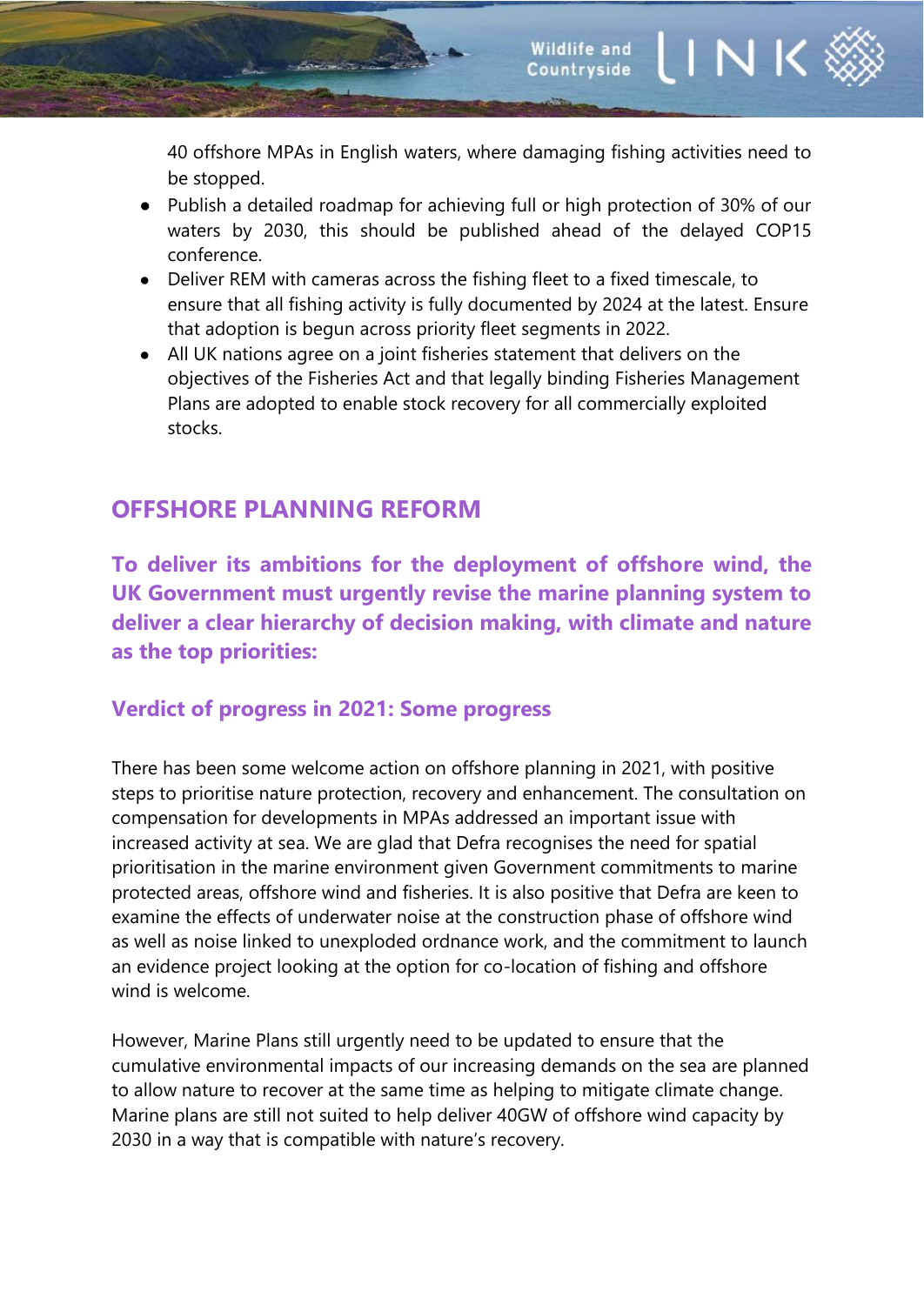40 offshore MPAs in English waters, where damaging fishing activities need to be stopped.

- Publish a detailed roadmap for achieving full or high protection of 30% of our waters by 2030, this should be published ahead of the delayed COP15 conference.
- Deliver REM with cameras across the fishing fleet to a fixed timescale, to ensure that all fishing activity is fully documented by 2024 at the latest. Ensure that adoption is begun across priority fleet segments in 2022.
- All UK nations agree on a joint fisheries statement that delivers on the objectives of the Fisheries Act and that legally binding Fisheries Management Plans are adopted to enable stock recovery for all commercially exploited stocks.

## OFFSHORE PLANNING REFORM

**To deliver its ambitions for the deployment of offshore wind, the UK Government must urgently revise the marine planning system to deliver a clear hierarchy of decision making, with climate and nature as the top priorities:**

### Verdict of progress in 2021: Some progress

There has been some welcome action on offshore planning in 2021, with positive steps to prioritise nature protection, recovery and enhancement. The consultation on compensation for developments in MPAs addressed an important issue with increased activity at sea. We are glad that Defra recognises the need for spatial prioritisation in the marine environment given Government commitments to marine protected areas, offshore wind and fisheries. It is also positive that Defra are keen to examine the effects of underwater noise at the construction phase of offshore wind as well as noise linked to unexploded ordnance work, and the commitment to launch an evidence project looking at the option for co-location of fishing and offshore wind is welcome.

However, Marine Plans still urgently need to be updated to ensure that the cumulative environmental impacts of our increasing demands on the sea are planned to allow nature to recover at the same time as helping to mitigate climate change. Marine plans are still not suited to help deliver 40GW of offshore wind capacity by 2030 in a way that is compatible with nature's recovery.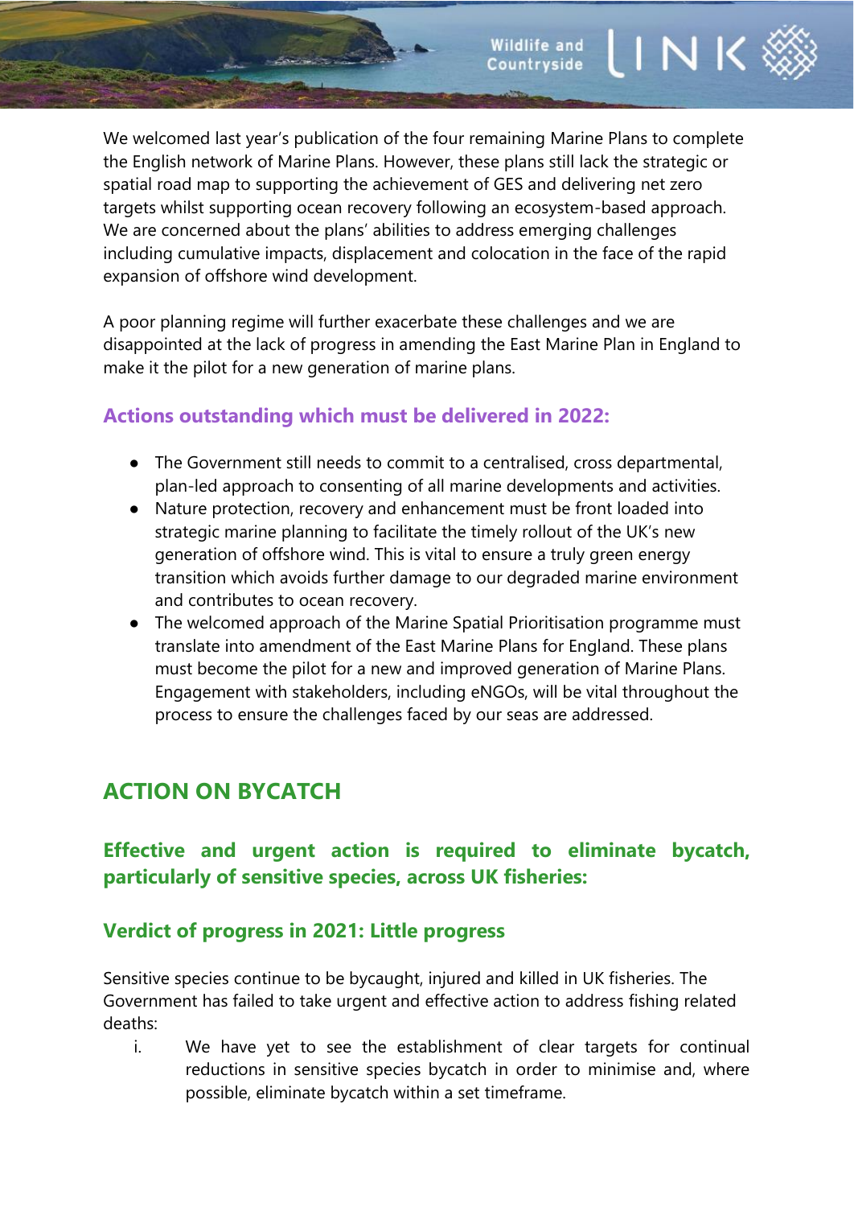We welcomed last year's publication of the four remaining Marine Plans to complete the English network of Marine Plans. However, these plans still lack the strategic or spatial road map to supporting the achievement of GES and delivering net zero targets whilst supporting ocean recovery following an ecosystem-based approach. We are concerned about the plans' abilities to address emerging challenges including cumulative impacts, displacement and colocation in the face of the rapid expansion of offshore wind development.

A poor planning regime will further exacerbate these challenges and we are disappointed at the lack of progress in amending the East Marine Plan in England to make it the pilot for a new generation of marine plans.

### Actions outstanding which must be delivered in 2022:

- The Government still needs to commit to a centralised, cross departmental, plan-led approach to consenting of all marine developments and activities.
- Nature protection, recovery and enhancement must be front loaded into strategic marine planning to facilitate the timely rollout of the UK's new generation of offshore wind. This is vital to ensure a truly green energy transition which avoids further damage to our degraded marine environment and contributes to ocean recovery.
- The welcomed approach of the Marine Spatial Prioritisation programme must translate into amendment of the East Marine Plans for England. These plans must become the pilot for a new and improved generation of Marine Plans. Engagement with stakeholders, including eNGOs, will be vital throughout the process to ensure the challenges faced by our seas are addressed.

## ACTION ON BYCATCH

### Effective and urgent action is required to eliminate bycatch, particularly of sensitive species, across UK fisheries:

### Verdict of progress in 2021: Little progress

Sensitive species continue to be bycaught, injured and killed in UK fisheries. The Government has failed to take urgent and effective action to address fishing related deaths:

i. We have yet to see the establishment of clear targets for continual reductions in sensitive species bycatch in order to minimise and, where possible, eliminate bycatch within a set timeframe.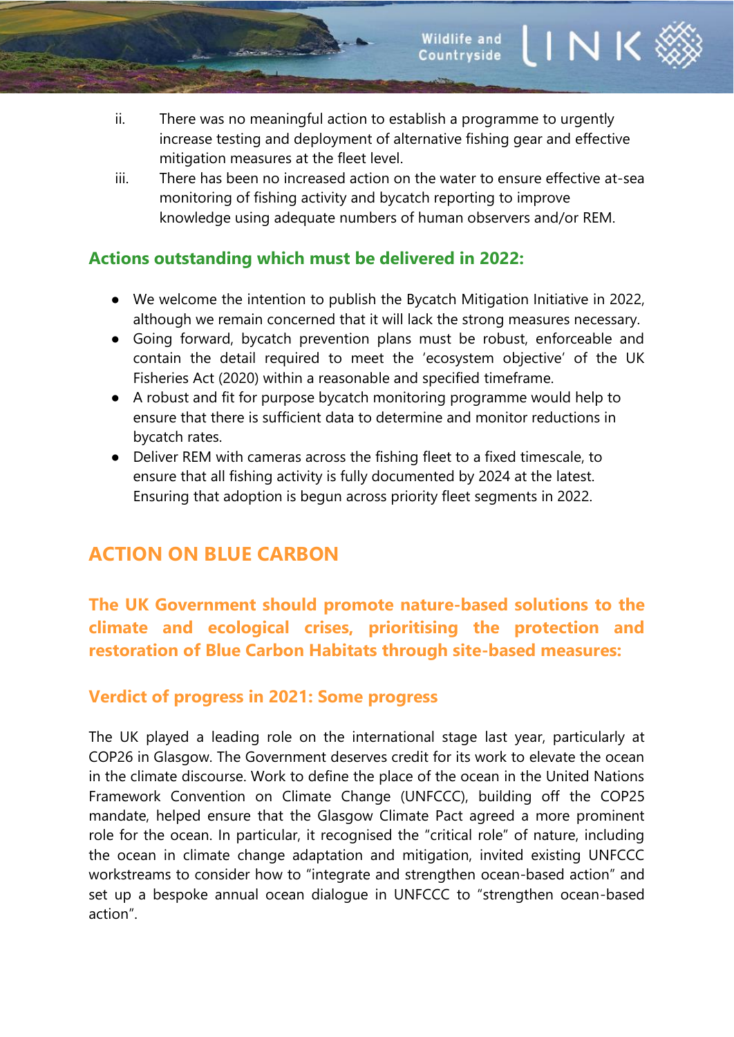ii. There was no meaningful action to establish a programme to urgently increase testing and deployment of alternative fishing gear and effective mitigation measures at the fleet level.

iii. There has been no increased action on the water to ensure effective at-sea monitoring of fishing activity and bycatch reporting to improve knowledge using adequate numbers of human observers and/or REM.

### Actions outstanding which must be delivered in 2022:

- We welcome the intention to publish the Bycatch Mitigation Initiative in 2022, although we remain concerned that it will lack the strong measures necessary.
- Going forward, bycatch prevention plans must be robust, enforceable and contain the detail required to meet the 'ecosystem objective' of the UK Fisheries Act (2020) within a reasonable and specified timeframe.
- A robust and fit for purpose bycatch monitoring programme would help to ensure that there is sufficient data to determine and monitor reductions in bycatch rates.
- Deliver REM with cameras across the fishing fleet to a fixed timescale, to ensure that all fishing activity is fully documented by 2024 at the latest. Ensuring that adoption is begun across priority fleet segments in 2022.

## ACTION ON BLUE CARBON

### The UK Government should promote nature-based solutions to the climate and ecological crises, prioritising the protection and restoration of Blue Carbon Habitats through site-based measures:

### Verdict of progress in 2021: Some progress

The UK played a leading role on the international stage last year, particularly at COP26 in Glasgow. The Government deserves credit for its work to elevate the ocean in the climate discourse. Work to define the place of the ocean in the United Nations Framework Convention on Climate Change (UNFCCC), building off the COP25 mandate, helped ensure that the Glasgow Climate Pact agreed a more prominent role for the ocean. In particular, it recognised the "critical role" of nature, including the ocean in climate change adaptation and mitigation, invited existing UNFCCC workstreams to consider how to "integrate and strengthen ocean-based action" and set up a bespoke annual ocean dialogue in UNFCCC to "strengthen ocean-based action".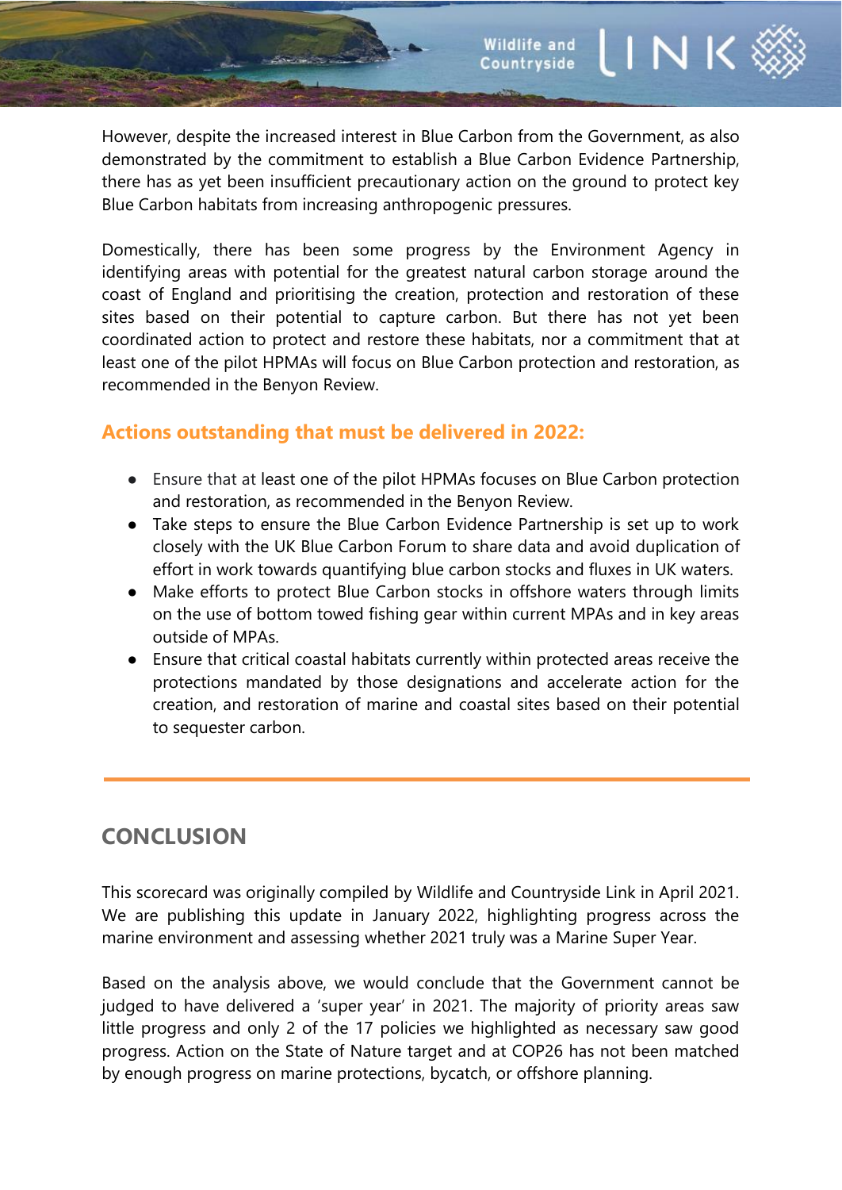However, despite the increased interest in Blue Carbon from the Government, as also demonstrated by the commitment to establish a Blue Carbon Evidence Partnership, there has as yet been insufficient precautionary action on the ground to protect key Blue Carbon habitats from increasing anthropogenic pressures.

Domestically, there has been some progress by the Environment Agency in identifying areas with potential for the greatest natural carbon storage around the coast of England and prioritising the creation, protection and restoration of these sites based on their potential to capture carbon. But there has not yet been coordinated action to protect and restore these habitats, nor a commitment that at least one of the pilot HPMAs will focus on Blue Carbon protection and restoration, as recommended in the Benyon Review.

### Actions outstanding that must be delivered in 2022:

- Ensure that at least one of the pilot HPMAs focuses on Blue Carbon protection and restoration, as recommended in the Benyon Review.
- Take steps to ensure the Blue Carbon Evidence Partnership is set up to work closely with the UK Blue Carbon Forum to share data and avoid duplication of effort in work towards quantifying blue carbon stocks and fluxes in UK waters.
- Make efforts to protect Blue Carbon stocks in offshore waters through limits on the use of bottom towed fishing gear within current MPAs and in key areas outside of MPAs.
- Ensure that critical coastal habitats currently within protected areas receive the protections mandated by those designations and accelerate action for the creation, and restoration of marine and coastal sites based on their potential to sequester carbon.

---

## CONCLUSION

This scorecard was originally compiled by Wildlife and Countryside Link in April 2021. We are publishing this update in January 2022, highlighting progress across the marine environment and assessing whether 2021 truly was a Marine Super Year.

Based on the analysis above, we would conclude that the Government cannot be judged to have delivered a 'super year' in 2021. The majority of priority areas saw little progress and only 2 of the 17 policies we highlighted as necessary saw good progress. Action on the State of Nature target and at COP26 has not been matched by enough progress on marine protections, bycatch, or offshore planning.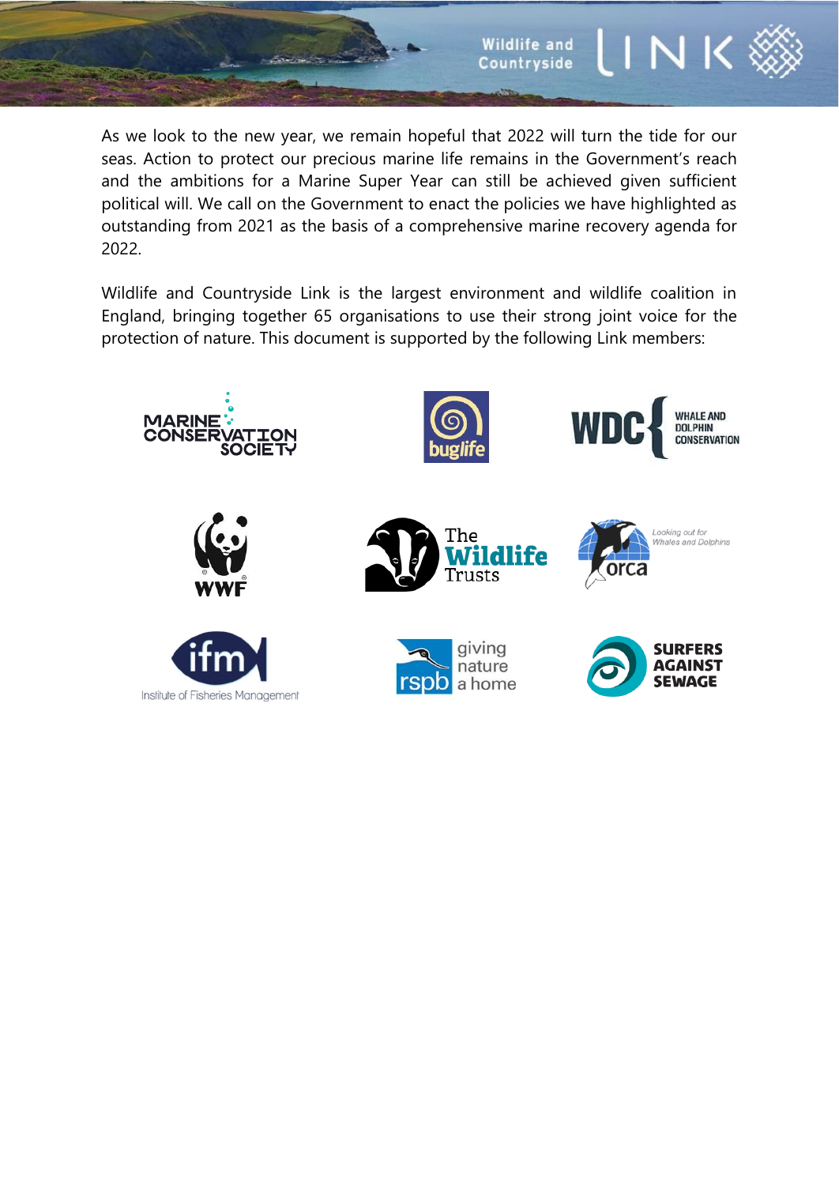As we look to the new year, we remain hopeful that 2022 will turn the tide for our seas. Action to protect our precious marine life remains in the Government's reach and the ambitions for a Marine Super Year can still be achieved given sufficient political will. We call on the Government to enact the policies we have highlighted as outstanding from 2021 as the basis of a comprehensive marine recovery agenda for 2022.

Wildlife and Countryside Link is the largest environment and wildlife coalition in England, bringing together 65 organisations to use their strong joint voice for the protection of nature. This document is supported by the following Link members:

Marine Conservation Society

Buglife

WDC Whale and Dolphin Conservation

WWF

The Wildlife Trusts

ORCA – Looking out for Whales and Dolphins

ifm – Institute of Fisheries Management

RSPB – giving nature a home

Surfers Against Sewage